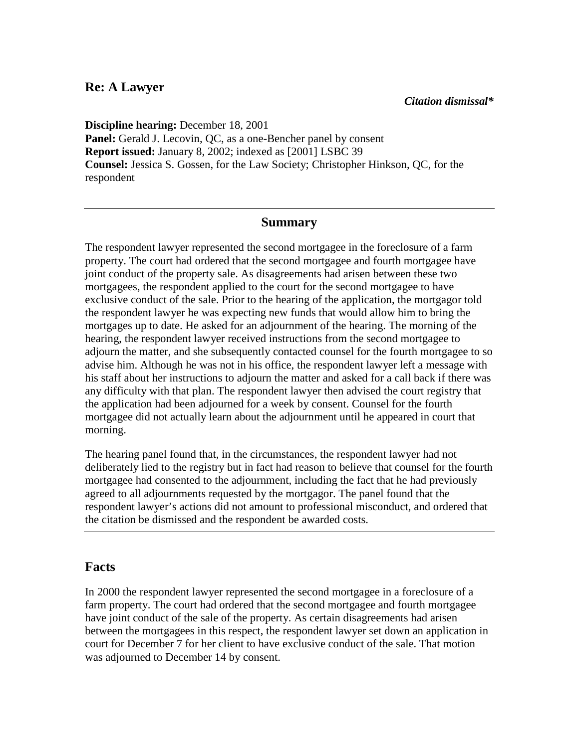## Re: A Lawyer

***Citation dismissal****

**Discipline hearing:** December 18, 2001
**Panel:** Gerald J. Lecovin, QC, as a one-Bencher panel by consent
**Report issued:** January 8, 2002; indexed as [2001] LSBC 39
**Counsel:** Jessica S. Gossen, for the Law Society; Christopher Hinkson, QC, for the respondent

---

### Summary

The respondent lawyer represented the second mortgagee in the foreclosure of a farm property. The court had ordered that the second mortgagee and fourth mortgagee have joint conduct of the property sale. As disagreements had arisen between these two mortgagees, the respondent applied to the court for the second mortgagee to have exclusive conduct of the sale. Prior to the hearing of the application, the mortgagor told the respondent lawyer he was expecting new funds that would allow him to bring the mortgages up to date. He asked for an adjournment of the hearing. The morning of the hearing, the respondent lawyer received instructions from the second mortgagee to adjourn the matter, and she subsequently contacted counsel for the fourth mortgagee to so advise him. Although he was not in his office, the respondent lawyer left a message with his staff about her instructions to adjourn the matter and asked for a call back if there was any difficulty with that plan. The respondent lawyer then advised the court registry that the application had been adjourned for a week by consent. Counsel for the fourth mortgagee did not actually learn about the adjournment until he appeared in court that morning.

The hearing panel found that, in the circumstances, the respondent lawyer had not deliberately lied to the registry but in fact had reason to believe that counsel for the fourth mortgagee had consented to the adjournment, including the fact that he had previously agreed to all adjournments requested by the mortgagor. The panel found that the respondent lawyer's actions did not amount to professional misconduct, and ordered that the citation be dismissed and the respondent be awarded costs.

---

## Facts

In 2000 the respondent lawyer represented the second mortgagee in a foreclosure of a farm property. The court had ordered that the second mortgagee and fourth mortgagee have joint conduct of the sale of the property. As certain disagreements had arisen between the mortgagees in this respect, the respondent lawyer set down an application in court for December 7 for her client to have exclusive conduct of the sale. That motion was adjourned to December 14 by consent.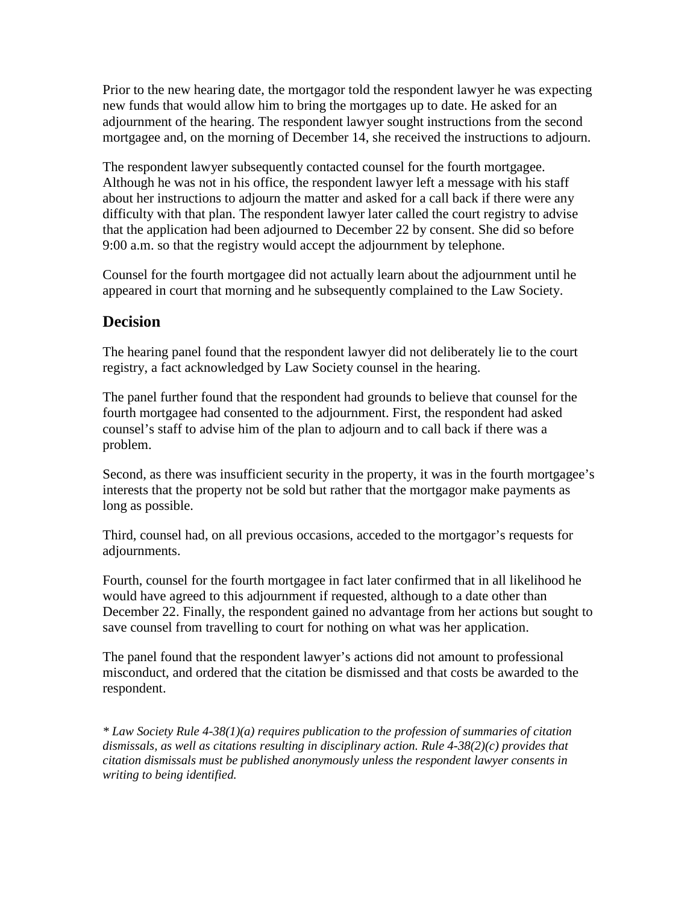Prior to the new hearing date, the mortgagor told the respondent lawyer he was expecting new funds that would allow him to bring the mortgages up to date. He asked for an adjournment of the hearing. The respondent lawyer sought instructions from the second mortgagee and, on the morning of December 14, she received the instructions to adjourn.

The respondent lawyer subsequently contacted counsel for the fourth mortgagee. Although he was not in his office, the respondent lawyer left a message with his staff about her instructions to adjourn the matter and asked for a call back if there were any difficulty with that plan. The respondent lawyer later called the court registry to advise that the application had been adjourned to December 22 by consent. She did so before 9:00 a.m. so that the registry would accept the adjournment by telephone.

Counsel for the fourth mortgagee did not actually learn about the adjournment until he appeared in court that morning and he subsequently complained to the Law Society.

## Decision

The hearing panel found that the respondent lawyer did not deliberately lie to the court registry, a fact acknowledged by Law Society counsel in the hearing.

The panel further found that the respondent had grounds to believe that counsel for the fourth mortgagee had consented to the adjournment. First, the respondent had asked counsel's staff to advise him of the plan to adjourn and to call back if there was a problem.

Second, as there was insufficient security in the property, it was in the fourth mortgagee's interests that the property not be sold but rather that the mortgagor make payments as long as possible.

Third, counsel had, on all previous occasions, acceded to the mortgagor's requests for adjournments.

Fourth, counsel for the fourth mortgagee in fact later confirmed that in all likelihood he would have agreed to this adjournment if requested, although to a date other than December 22. Finally, the respondent gained no advantage from her actions but sought to save counsel from travelling to court for nothing on what was her application.

The panel found that the respondent lawyer's actions did not amount to professional misconduct, and ordered that the citation be dismissed and that costs be awarded to the respondent.

*\* Law Society Rule 4-38(1)(a) requires publication to the profession of summaries of citation dismissals, as well as citations resulting in disciplinary action. Rule 4-38(2)(c) provides that citation dismissals must be published anonymously unless the respondent lawyer consents in writing to being identified.*